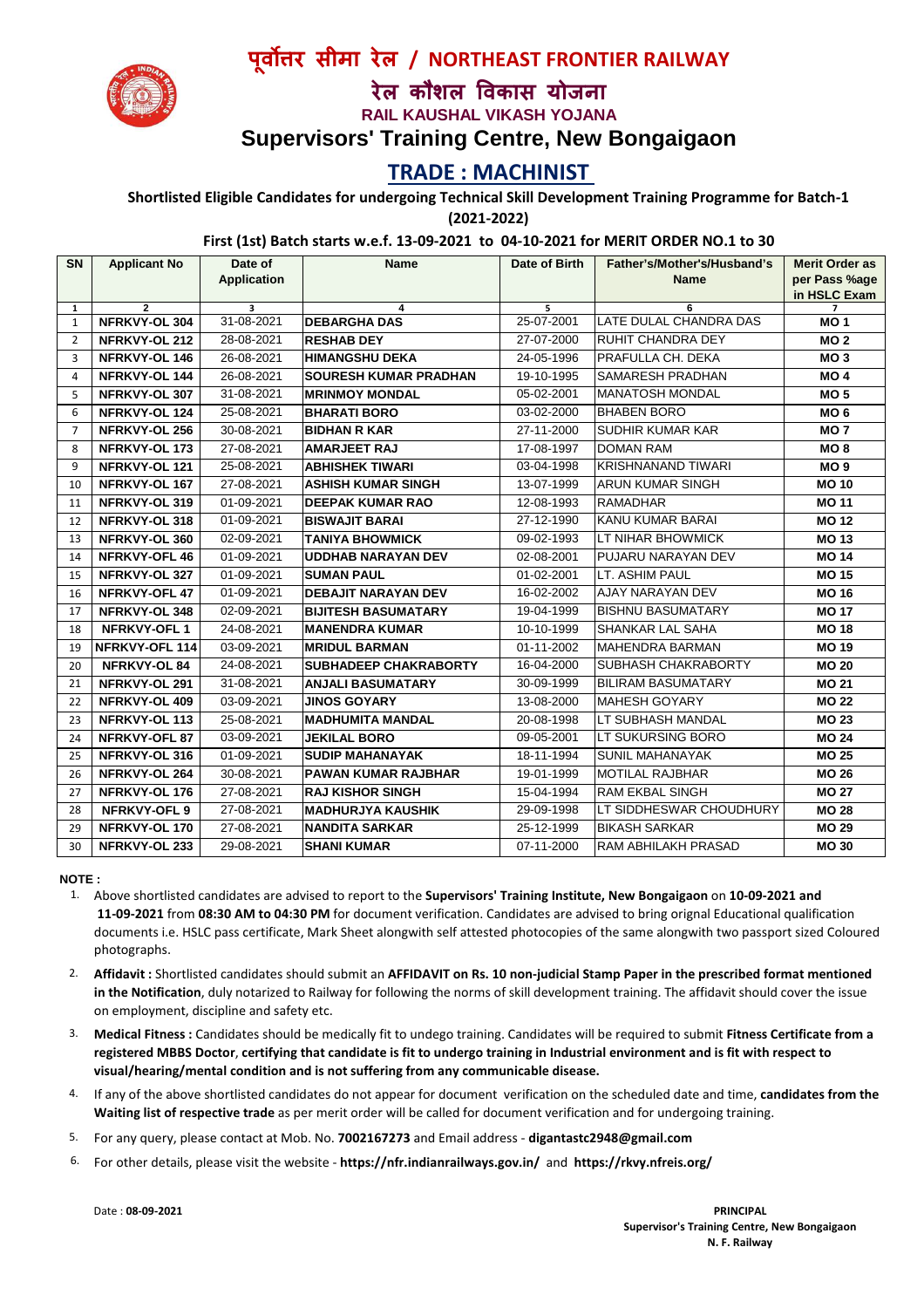# पूर्वोत्तर सीमा रेल / NORTHEAST FRONTIER RAILWAY

## रेल कौशल विकास योजना

**RAIL KAUSHAL VIKASH YOJANA**

## Supervisors' Training Centre, New Bongaigaon

## TRADE : MACHINIST

**Shortlisted Eligible Candidates for undergoing Technical Skill Development Training Programme for Batch-1 (2021-2022)**

**First (1st) Batch starts w.e.f. 13-09-2021 to 04-10-2021 for MERIT ORDER NO.1 to 30**

| SN | Applicant No | Date of Application | Name | Date of Birth | Father's/Mother's/Husband's Name | Merit Order as per Pass %age in HSLC Exam |
|---|---|---|---|---|---|---|
| 1 | 2 | 3 | 4 | 5 | 6 | 7 |
| 1 | NFRKVY-OL 304 | 31-08-2021 | DEBARGHA DAS | 25-07-2001 | LATE DULAL CHANDRA DAS | MO 1 |
| 2 | NFRKVY-OL 212 | 28-08-2021 | RESHAB DEY | 27-07-2000 | RUHIT CHANDRA DEY | MO 2 |
| 3 | NFRKVY-OL 146 | 26-08-2021 | HIMANGSHU DEKA | 24-05-1996 | PRAFULLA CH. DEKA | MO 3 |
| 4 | NFRKVY-OL 144 | 26-08-2021 | SOURESH KUMAR PRADHAN | 19-10-1995 | SAMARESH PRADHAN | MO 4 |
| 5 | NFRKVY-OL 307 | 31-08-2021 | MRINMOY MONDAL | 05-02-2001 | MANATOSH MONDAL | MO 5 |
| 6 | NFRKVY-OL 124 | 25-08-2021 | BHARATI BORO | 03-02-2000 | BHABEN BORO | MO 6 |
| 7 | NFRKVY-OL 256 | 30-08-2021 | BIDHAN R KAR | 27-11-2000 | SUDHIR KUMAR KAR | MO 7 |
| 8 | NFRKVY-OL 173 | 27-08-2021 | AMARJEET RAJ | 17-08-1997 | DOMAN RAM | MO 8 |
| 9 | NFRKVY-OL 121 | 25-08-2021 | ABHISHEK TIWARI | 03-04-1998 | KRISHNANAND TIWARI | MO 9 |
| 10 | NFRKVY-OL 167 | 27-08-2021 | ASHISH KUMAR SINGH | 13-07-1999 | ARUN KUMAR SINGH | MO 10 |
| 11 | NFRKVY-OL 319 | 01-09-2021 | DEEPAK KUMAR RAO | 12-08-1993 | RAMADHAR | MO 11 |
| 12 | NFRKVY-OL 318 | 01-09-2021 | BISWAJIT BARAI | 27-12-1990 | KANU KUMAR BARAI | MO 12 |
| 13 | NFRKVY-OL 360 | 02-09-2021 | TANIYA BHOWMICK | 09-02-1993 | LT NIHAR BHOWMICK | MO 13 |
| 14 | NFRKVY-OFL 46 | 01-09-2021 | UDDHAB NARAYAN DEV | 02-08-2001 | PUJARU NARAYAN DEV | MO 14 |
| 15 | NFRKVY-OL 327 | 01-09-2021 | SUMAN PAUL | 01-02-2001 | LT. ASHIM PAUL | MO 15 |
| 16 | NFRKVY-OFL 47 | 01-09-2021 | DEBAJIT NARAYAN DEV | 16-02-2002 | AJAY NARAYAN DEV | MO 16 |
| 17 | NFRKVY-OL 348 | 02-09-2021 | BIJITESH BASUMATARY | 19-04-1999 | BISHNU BASUMATARY | MO 17 |
| 18 | NFRKVY-OFL 1 | 24-08-2021 | MANENDRA KUMAR | 10-10-1999 | SHANKAR LAL SAHA | MO 18 |
| 19 | NFRKVY-OFL 114 | 03-09-2021 | MRIDUL BARMAN | 01-11-2002 | MAHENDRA BARMAN | MO 19 |
| 20 | NFRKVY-OL 84 | 24-08-2021 | SUBHADEEP CHAKRABORTY | 16-04-2000 | SUBHASH CHAKRABORTY | MO 20 |
| 21 | NFRKVY-OL 291 | 31-08-2021 | ANJALI BASUMATARY | 30-09-1999 | BILIRAM BASUMATARY | MO 21 |
| 22 | NFRKVY-OL 409 | 03-09-2021 | JINOS GOYARY | 13-08-2000 | MAHESH GOYARY | MO 22 |
| 23 | NFRKVY-OL 113 | 25-08-2021 | MADHUMITA MANDAL | 20-08-1998 | LT SUBHASH MANDAL | MO 23 |
| 24 | NFRKVY-OFL 87 | 03-09-2021 | JEKILAL BORO | 09-05-2001 | LT SUKURSING BORO | MO 24 |
| 25 | NFRKVY-OL 316 | 01-09-2021 | SUDIP MAHANAYAK | 18-11-1994 | SUNIL MAHANAYAK | MO 25 |
| 26 | NFRKVY-OL 264 | 30-08-2021 | PAWAN KUMAR RAJBHAR | 19-01-1999 | MOTILAL RAJBHAR | MO 26 |
| 27 | NFRKVY-OL 176 | 27-08-2021 | RAJ KISHOR SINGH | 15-04-1994 | RAM EKBAL SINGH | MO 27 |
| 28 | NFRKVY-OFL 9 | 27-08-2021 | MADHURJYA KAUSHIK | 29-09-1998 | LT SIDDHESWAR CHOUDHURY | MO 28 |
| 29 | NFRKVY-OL 170 | 27-08-2021 | NANDITA SARKAR | 25-12-1999 | BIKASH SARKAR | MO 29 |
| 30 | NFRKVY-OL 233 | 29-08-2021 | SHANI KUMAR | 07-11-2000 | RAM ABHILAKH PRASAD | MO 30 |

**NOTE :**

1. Above shortlisted candidates are advised to report to the **Supervisors' Training Institute, New Bongaigaon** on **10-09-2021 and 11-09-2021** from **08:30 AM to 04:30 PM** for document verification. Candidates are advised to bring orignal Educational qualification documents i.e. HSLC pass certificate, Mark Sheet alongwith self attested photocopies of the same alongwith two passport sized Coloured photographs.
2. **Affidavit :** Shortlisted candidates should submit an **AFFIDAVIT on Rs. 10 non-judicial Stamp Paper in the prescribed format mentioned in the Notification**, duly notarized to Railway for following the norms of skill development training. The affidavit should cover the issue on employment, discipline and safety etc.
3. **Medical Fitness :** Candidates should be medically fit to undego training. Candidates will be required to submit **Fitness Certificate from a registered MBBS Doctor**, **certifying that candidate is fit to undergo training in Industrial environment and is fit with respect to visual/hearing/mental condition and is not suffering from any communicable disease.**
4. If any of the above shortlisted candidates do not appear for document verification on the scheduled date and time, **candidates from the Waiting list of respective trade** as per merit order will be called for document verification and for undergoing training.
5. For any query, please contact at Mob. No. **7002167273** and Email address - **digantastc2948@gmail.com**
6. For other details, please visit the website - **https://nfr.indianrailways.gov.in/** and **https://rkvy.nfreis.org/**

Date : **08-09-2021**

**PRINCIPAL**
**Supervisor's Training Centre, New Bongaigaon**
**N. F. Railway**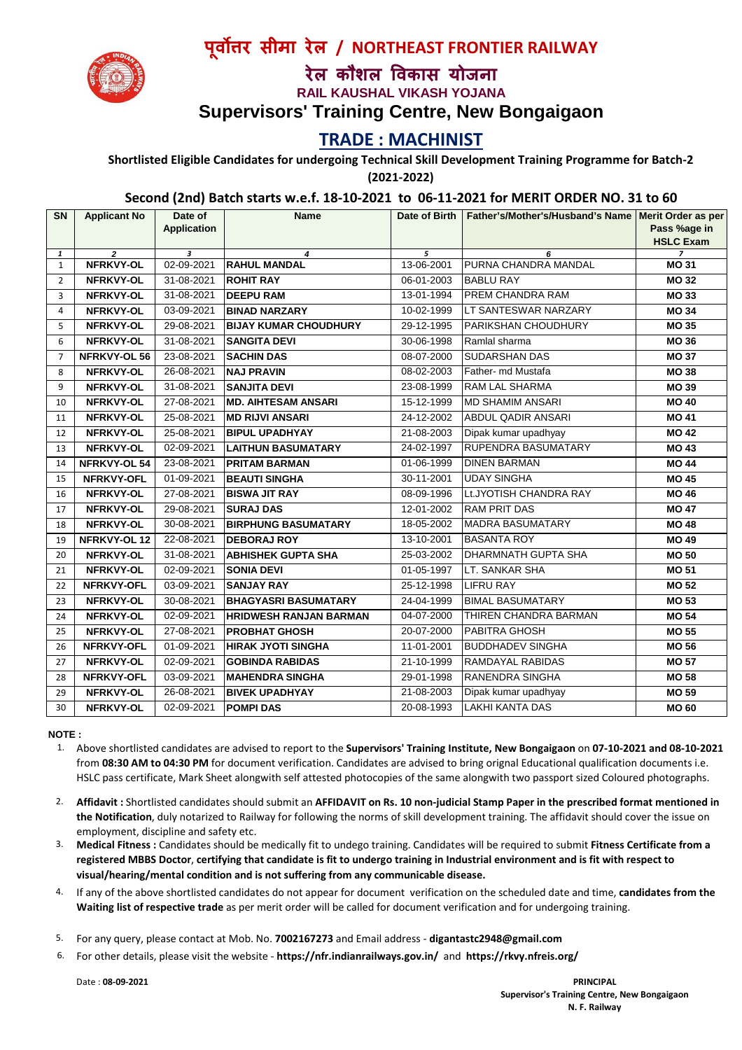# पूर्वोत्तर सीमा रेल / NORTHEAST FRONTIER RAILWAY

## रेल कौशल विकास योजना

### RAIL KAUSHAL VIKASH YOJANA

## Supervisors' Training Centre, New Bongaigaon

## TRADE : MACHINIST

**Shortlisted Eligible Candidates for undergoing Technical Skill Development Training Programme for Batch-2 (2021-2022)**

**Second (2nd) Batch starts w.e.f. 18-10-2021 to 06-11-2021 for MERIT ORDER NO. 31 to 60**

| SN | Applicant No | Date of Application | Name | Date of Birth | Father's/Mother's/Husband's Name | Merit Order as per Pass %age in HSLC Exam |
|---|---|---|---|---|---|---|
| 1 | 2 | 3 | 4 | 5 | 6 | 7 |
| 1 | NFRKVY-OL | 02-09-2021 | RAHUL MANDAL | 13-06-2001 | PURNA CHANDRA MANDAL | MO 31 |
| 2 | NFRKVY-OL | 31-08-2021 | ROHIT RAY | 06-01-2003 | BABLU RAY | MO 32 |
| 3 | NFRKVY-OL | 31-08-2021 | DEEPU RAM | 13-01-1994 | PREM CHANDRA RAM | MO 33 |
| 4 | NFRKVY-OL | 03-09-2021 | BINAD NARZARY | 10-02-1999 | LT SANTESWAR NARZARY | MO 34 |
| 5 | NFRKVY-OL | 29-08-2021 | BIJAY KUMAR CHOUDHURY | 29-12-1995 | PARIKSHAN CHOUDHURY | MO 35 |
| 6 | NFRKVY-OL | 31-08-2021 | SANGITA DEVI | 30-06-1998 | Ramlal sharma | MO 36 |
| 7 | NFRKVY-OL 56 | 23-08-2021 | SACHIN DAS | 08-07-2000 | SUDARSHAN DAS | MO 37 |
| 8 | NFRKVY-OL | 26-08-2021 | NAJ PRAVIN | 08-02-2003 | Father- md Mustafa | MO 38 |
| 9 | NFRKVY-OL | 31-08-2021 | SANJITA DEVI | 23-08-1999 | RAM LAL SHARMA | MO 39 |
| 10 | NFRKVY-OL | 27-08-2021 | MD. AIHTESAM ANSARI | 15-12-1999 | MD SHAMIM ANSARI | MO 40 |
| 11 | NFRKVY-OL | 25-08-2021 | MD RIJVI ANSARI | 24-12-2002 | ABDUL QADIR ANSARI | MO 41 |
| 12 | NFRKVY-OL | 25-08-2021 | BIPUL UPADHYAY | 21-08-2003 | Dipak kumar upadhyay | MO 42 |
| 13 | NFRKVY-OL | 02-09-2021 | LAITHUN BASUMATARY | 24-02-1997 | RUPENDRA BASUMATARY | MO 43 |
| 14 | NFRKVY-OL 54 | 23-08-2021 | PRITAM BARMAN | 01-06-1999 | DINEN BARMAN | MO 44 |
| 15 | NFRKVY-OFL | 01-09-2021 | BEAUTI SINGHA | 30-11-2001 | UDAY SINGHA | MO 45 |
| 16 | NFRKVY-OL | 27-08-2021 | BISWA JIT RAY | 08-09-1996 | Lt.JYOTISH CHANDRA RAY | MO 46 |
| 17 | NFRKVY-OL | 29-08-2021 | SURAJ DAS | 12-01-2002 | RAM PRIT DAS | MO 47 |
| 18 | NFRKVY-OL | 30-08-2021 | BIRPHUNG BASUMATARY | 18-05-2002 | MADRA BASUMATARY | MO 48 |
| 19 | NFRKVY-OL 12 | 22-08-2021 | DEBORAJ ROY | 13-10-2001 | BASANTA ROY | MO 49 |
| 20 | NFRKVY-OL | 31-08-2021 | ABHISHEK GUPTA SHA | 25-03-2002 | DHARMNATH GUPTA SHA | MO 50 |
| 21 | NFRKVY-OL | 02-09-2021 | SONIA DEVI | 01-05-1997 | LT. SANKAR SHA | MO 51 |
| 22 | NFRKVY-OFL | 03-09-2021 | SANJAY RAY | 25-12-1998 | LIFRU RAY | MO 52 |
| 23 | NFRKVY-OL | 30-08-2021 | BHAGYASRI BASUMATARY | 24-04-1999 | BIMAL BASUMATARY | MO 53 |
| 24 | NFRKVY-OL | 02-09-2021 | HRIDWESH RANJAN BARMAN | 04-07-2000 | THIREN CHANDRA BARMAN | MO 54 |
| 25 | NFRKVY-OL | 27-08-2021 | PROBHAT GHOSH | 20-07-2000 | PABITRA GHOSH | MO 55 |
| 26 | NFRKVY-OFL | 01-09-2021 | HIRAK JYOTI SINGHA | 11-01-2001 | BUDDHADEV SINGHA | MO 56 |
| 27 | NFRKVY-OL | 02-09-2021 | GOBINDA RABIDAS | 21-10-1999 | RAMDAYAL RABIDAS | MO 57 |
| 28 | NFRKVY-OFL | 03-09-2021 | MAHENDRA SINGHA | 29-01-1998 | RANENDRA SINGHA | MO 58 |
| 29 | NFRKVY-OL | 26-08-2021 | BIVEK UPADHYAY | 21-08-2003 | Dipak kumar upadhyay | MO 59 |
| 30 | NFRKVY-OL | 02-09-2021 | POMPI DAS | 20-08-1993 | LAKHI KANTA DAS | MO 60 |

**NOTE :**

1. Above shortlisted candidates are advised to report to the **Supervisors' Training Institute, New Bongaigaon** on **07-10-2021 and 08-10-2021** from **08:30 AM to 04:30 PM** for document verification. Candidates are advised to bring orignal Educational qualification documents i.e. HSLC pass certificate, Mark Sheet alongwith self attested photocopies of the same alongwith two passport sized Coloured photographs.
2. **Affidavit :** Shortlisted candidates should submit an **AFFIDAVIT on Rs. 10 non-judicial Stamp Paper in the prescribed format mentioned in the Notification**, duly notarized to Railway for following the norms of skill development training. The affidavit should cover the issue on employment, discipline and safety etc.
3. **Medical Fitness :** Candidates should be medically fit to undego training. Candidates will be required to submit **Fitness Certificate from a registered MBBS Doctor**, **certifying that candidate is fit to undergo training in Industrial environment and is fit with respect to visual/hearing/mental condition and is not suffering from any communicable disease.**
4. If any of the above shortlisted candidates do not appear for document verification on the scheduled date and time, **candidates from the Waiting list of respective trade** as per merit order will be called for document verification and for undergoing training.
5. For any query, please contact at Mob. No. **7002167273** and Email address - **digantastc2948@gmail.com**
6. For other details, please visit the website - **https://nfr.indianrailways.gov.in/** and **https://rkvy.nfreis.org/**

Date : **08-09-2021**

**PRINCIPAL**
**Supervisor's Training Centre, New Bongaigaon**
**N. F. Railway**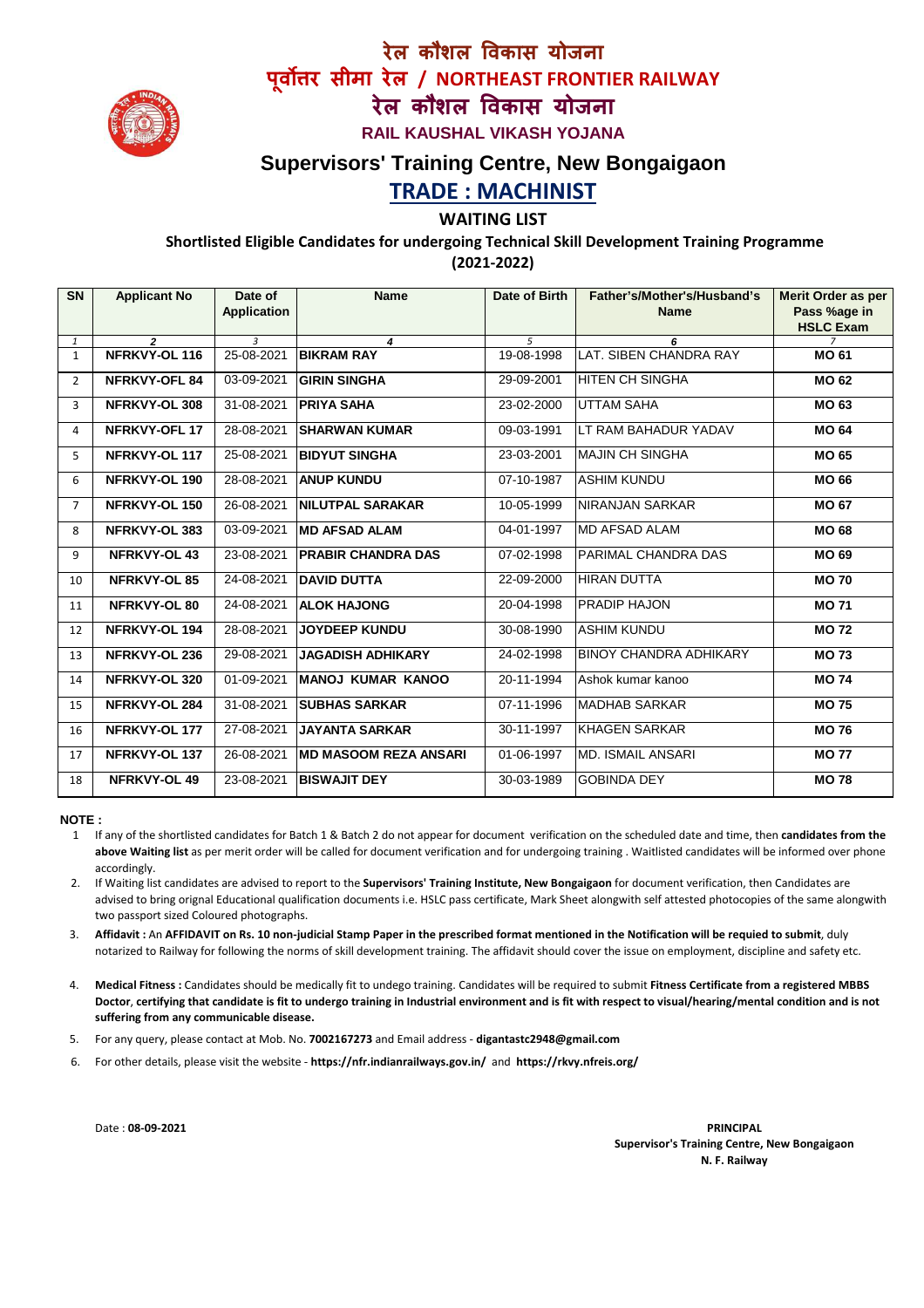# रेल कौशल विकास योजना

## पूर्वोत्तर सीमा रेल / NORTHEAST FRONTIER RAILWAY

## रेल कौशल विकास योजना

### RAIL KAUSHAL VIKASH YOJANA

## Supervisors' Training Centre, New Bongaigaon

## TRADE : MACHINIST

### WAITING LIST

**Shortlisted Eligible Candidates for undergoing Technical Skill Development Training Programme (2021-2022)**

| SN | Applicant No | Date of Application | Name | Date of Birth | Father's/Mother's/Husband's Name | Merit Order as per Pass %age in HSLC Exam |
|---|---|---|---|---|---|---|
| 1 | 2 | 3 | 4 | 5 | 6 | 7 |
| 1 | NFRKVY-OL 116 | 25-08-2021 | BIKRAM RAY | 19-08-1998 | LAT. SIBEN CHANDRA RAY | MO 61 |
| 2 | NFRKVY-OFL 84 | 03-09-2021 | GIRIN SINGHA | 29-09-2001 | HITEN CH SINGHA | MO 62 |
| 3 | NFRKVY-OL 308 | 31-08-2021 | PRIYA SAHA | 23-02-2000 | UTTAM SAHA | MO 63 |
| 4 | NFRKVY-OFL 17 | 28-08-2021 | SHARWAN KUMAR | 09-03-1991 | LT RAM BAHADUR YADAV | MO 64 |
| 5 | NFRKVY-OL 117 | 25-08-2021 | BIDYUT SINGHA | 23-03-2001 | MAJIN CH SINGHA | MO 65 |
| 6 | NFRKVY-OL 190 | 28-08-2021 | ANUP KUNDU | 07-10-1987 | ASHIM KUNDU | MO 66 |
| 7 | NFRKVY-OL 150 | 26-08-2021 | NILUTPAL SARAKAR | 10-05-1999 | NIRANJAN SARKAR | MO 67 |
| 8 | NFRKVY-OL 383 | 03-09-2021 | MD AFSAD ALAM | 04-01-1997 | MD AFSAD ALAM | MO 68 |
| 9 | NFRKVY-OL 43 | 23-08-2021 | PRABIR CHANDRA DAS | 07-02-1998 | PARIMAL CHANDRA DAS | MO 69 |
| 10 | NFRKVY-OL 85 | 24-08-2021 | DAVID DUTTA | 22-09-2000 | HIRAN DUTTA | MO 70 |
| 11 | NFRKVY-OL 80 | 24-08-2021 | ALOK HAJONG | 20-04-1998 | PRADIP HAJON | MO 71 |
| 12 | NFRKVY-OL 194 | 28-08-2021 | JOYDEEP KUNDU | 30-08-1990 | ASHIM KUNDU | MO 72 |
| 13 | NFRKVY-OL 236 | 29-08-2021 | JAGADISH ADHIKARY | 24-02-1998 | BINOY CHANDRA ADHIKARY | MO 73 |
| 14 | NFRKVY-OL 320 | 01-09-2021 | MANOJ KUMAR KANOO | 20-11-1994 | Ashok kumar kanoo | MO 74 |
| 15 | NFRKVY-OL 284 | 31-08-2021 | SUBHAS SARKAR | 07-11-1996 | MADHAB SARKAR | MO 75 |
| 16 | NFRKVY-OL 177 | 27-08-2021 | JAYANTA SARKAR | 30-11-1997 | KHAGEN SARKAR | MO 76 |
| 17 | NFRKVY-OL 137 | 26-08-2021 | MD MASOOM REZA ANSARI | 01-06-1997 | MD. ISMAIL ANSARI | MO 77 |
| 18 | NFRKVY-OL 49 | 23-08-2021 | BISWAJIT DEY | 30-03-1989 | GOBINDA DEY | MO 78 |

**NOTE :**

1. If any of the shortlisted candidates for Batch 1 & Batch 2 do not appear for document verification on the scheduled date and time, then **candidates from the above Waiting list** as per merit order will be called for document verification and for undergoing training . Waitlisted candidates will be informed over phone accordingly.
2. If Waiting list candidates are advised to report to the **Supervisors' Training Institute, New Bongaigaon** for document verification, then Candidates are advised to bring orignal Educational qualification documents i.e. HSLC pass certificate, Mark Sheet alongwith self attested photocopies of the same alongwith two passport sized Coloured photographs.
3. **Affidavit :** An **AFFIDAVIT on Rs. 10 non-judicial Stamp Paper in the prescribed format mentioned in the Notification will be requied to submit**, duly notarized to Railway for following the norms of skill development training. The affidavit should cover the issue on employment, discipline and safety etc.
4. **Medical Fitness :** Candidates should be medically fit to undego training. Candidates will be required to submit **Fitness Certificate from a registered MBBS Doctor**, **certifying that candidate is fit to undergo training in Industrial environment and is fit with respect to visual/hearing/mental condition and is not suffering from any communicable disease.**
5. For any query, please contact at Mob. No. **7002167273** and Email address - **digantastc2948@gmail.com**
6. For other details, please visit the website - **https://nfr.indianrailways.gov.in/** and **https://rkvy.nfreis.org/**

Date : **08-09-2021**

**PRINCIPAL**
**Supervisor's Training Centre, New Bongaigaon**
**N. F. Railway**